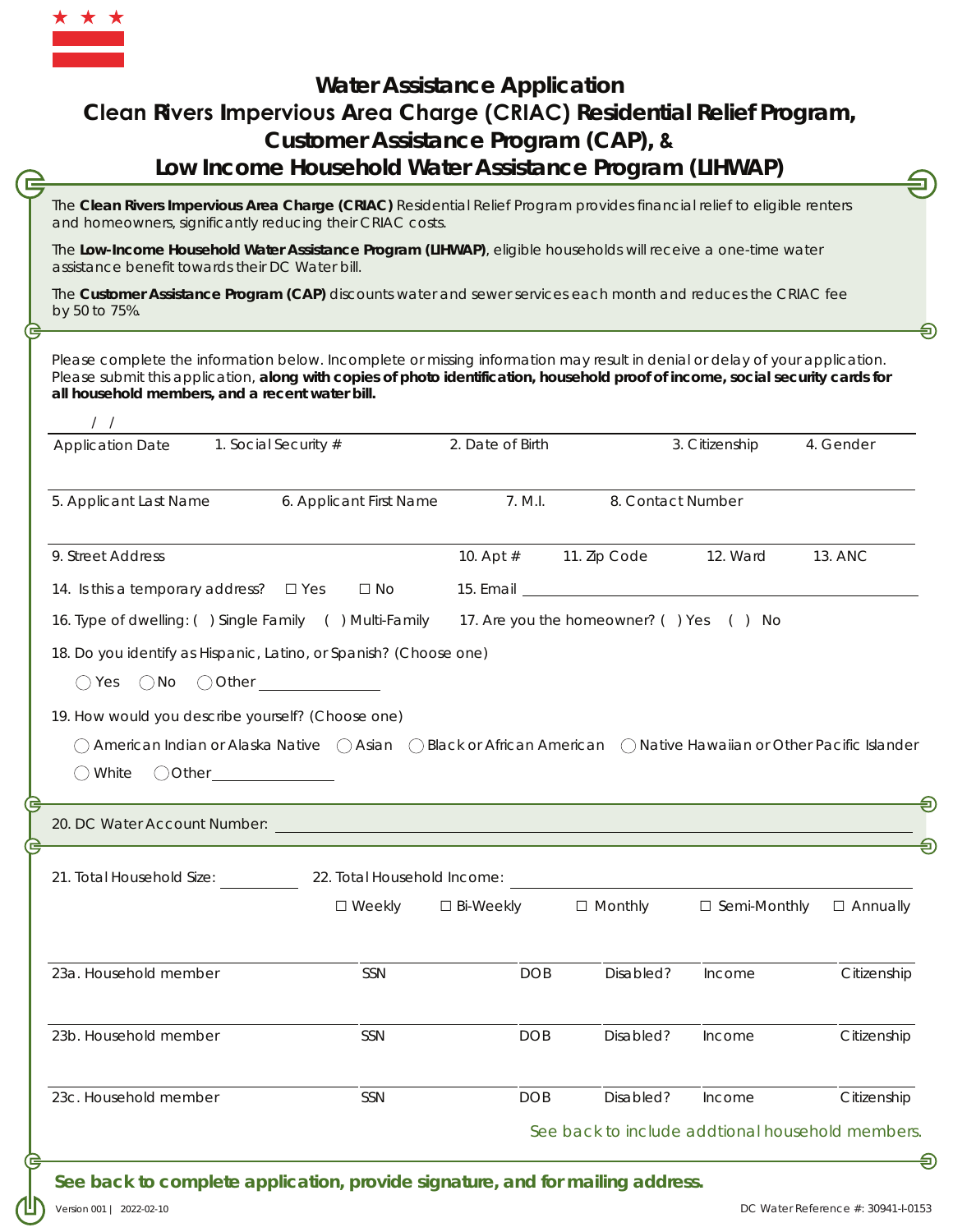# Water Assistance Application

## Clean Rivers Impervious Area Charge (CRIAC) Residential Relief Program, Customer Assistance Program (CAP), & Low Income Household Water Assistance Program (LIHWAP)

The **Clean Rivers Impervious Area Charge (CRIAC)** Residential Relief Program provides financial relief to eligible renters and homeowners, significantly reducing their CRIAC costs.

The **Low-Income Household Water Assistance Program (LIHWAP)**, eligible households will receive a one-time water assistance benefit towards their DC Water bill.

The **Customer Assistance Program (CAP)** discounts water and sewer services each month and reduces the CRIAC fee by 50 to 75%.

Please complete the information below. Incomplete or missing information may result in denial or delay of your application. Please submit this application, **along with copies of photo identification, household proof of income, social security cards for all household members, and a recent water bill.**

| Application Date / / | 1. Social Security # | 2. Date of Birth | 3. Citizenship | 4. Gender |
|---|---|---|---|---|

| 5. Applicant Last Name | 6. Applicant First Name | 7. M.I. | 8. Contact Number |
|---|---|---|---|

| 9. Street Address | 10. Apt # | 11. Zip Code | 12. Ward | 13. ANC |
|---|---|---|---|---|

14. Is this a temporary address? ☐ Yes ☐ No

15. Email ______________________

16. Type of dwelling: ( ) Single Family ( ) Multi-Family

17. Are you the homeowner? ( ) Yes ( ) No

18. Do you identify as Hispanic, Latino, or Spanish? (Choose one)

◯ Yes ◯ No ◯ Other ______________

19. How would you describe yourself? (Choose one)

◯ American Indian or Alaska Native ◯ Asian ◯ Black or African American ◯ Native Hawaiian or Other Pacific Islander ◯ White ◯ Other ______________

20. DC Water Account Number: ______________________

21. Total Household Size: ________

22. Total Household Income: ______________________

☐ Weekly ☐ Bi-Weekly ☐ Monthly ☐ Semi-Monthly ☐ Annually

| | SSN | DOB | Disabled? | Income | Citizenship |
|---|---|---|---|---|---|
| 23a. Household member | | | | | |
| 23b. Household member | | | | | |
| 23c. Household member | | | | | |

*See back to include addtional household members.*

**See back to complete application, provide signature, and for mailing address.**

Version 001 | 2022-02-10

DC Water Reference #: 30941-I-0153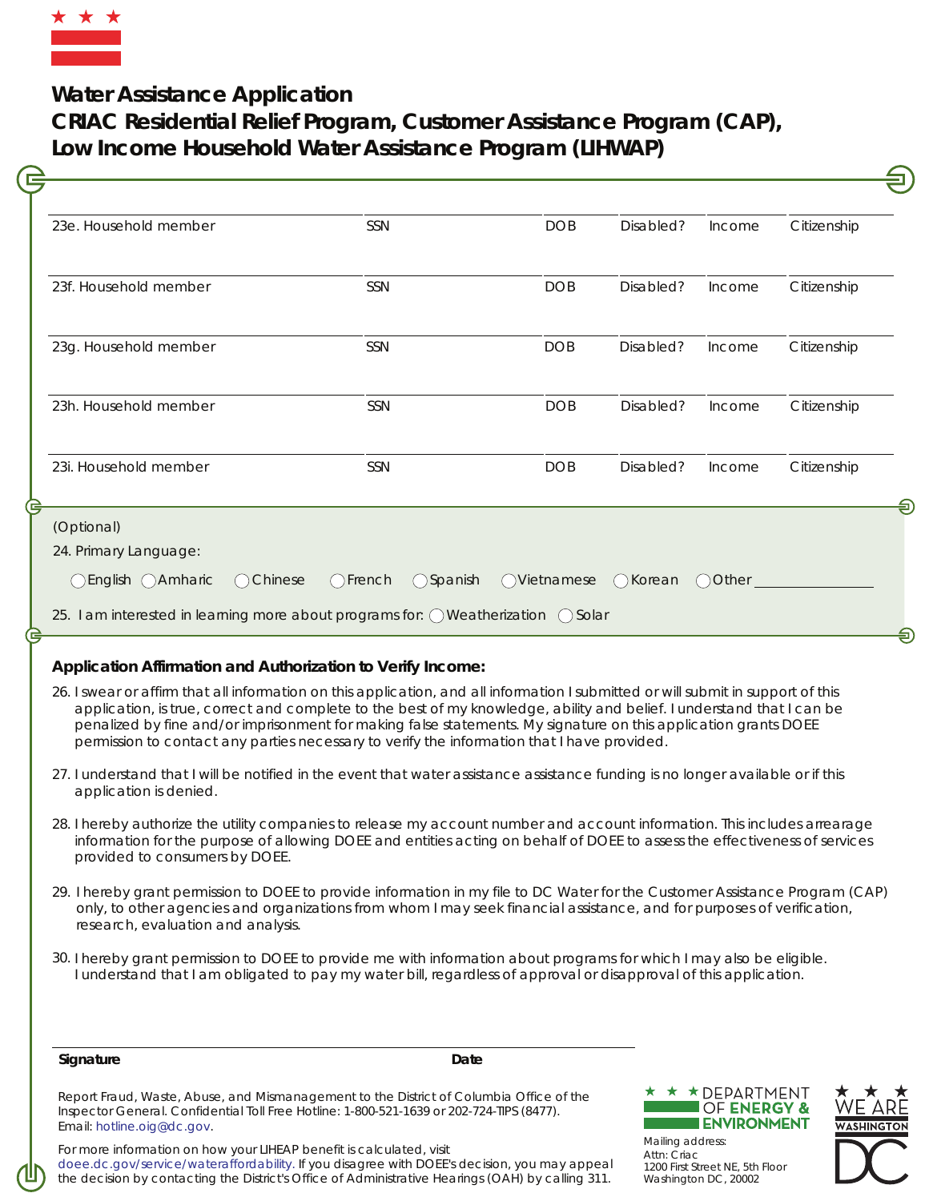# Water Assistance Application
## CRIAC Residential Relief Program, Customer Assistance Program (CAP), Low Income Household Water Assistance Program (LIHWAP)

| | | | | | |
|---|---|---|---|---|---|
| 23e. Household member | SSN | DOB | Disabled? | Income | Citizenship |
| 23f. Household member | SSN | DOB | Disabled? | Income | Citizenship |
| 23g. Household member | SSN | DOB | Disabled? | Income | Citizenship |
| 23h. Household member | SSN | DOB | Disabled? | Income | Citizenship |
| 23i. Household member | SSN | DOB | Disabled? | Income | Citizenship |

(Optional)

24. Primary Language:

○ English ○ Amharic ○ Chinese ○ French ○ Spanish ○ Vietnamese ○ Korean ○ Other ________________

25. I am interested in learning more about programs for: ○ Weatherization ○ Solar

**Application Affirmation and Authorization to Verify Income:**

26. I swear or affirm that all information on this application, and all information I submitted or will submit in support of this application, is true, correct and complete to the best of my knowledge, ability and belief. I understand that I can be penalized by fine and/or imprisonment for making false statements. My signature on this application grants DOEE permission to contact any parties necessary to verify the information that I have provided.

27. I understand that I will be notified in the event that water assistance assistance funding is no longer available or if this application is denied.

28. I hereby authorize the utility companies to release my account number and account information. This includes arrearage information for the purpose of allowing DOEE and entities acting on behalf of DOEE to assess the effectiveness of services provided to consumers by DOEE.

29. I hereby grant permission to DOEE to provide information in my file to DC Water for the Customer Assistance Program (CAP) only, to other agencies and organizations from whom I may seek financial assistance, and for purposes of verification, research, evaluation and analysis.

30. I hereby grant permission to DOEE to provide me with information about programs for which I may also be eligible. I understand that I am obligated to pay my water bill, regardless of approval or disapproval of this application.

**Signature** **Date**

Report Fraud, Waste, Abuse, and Mismanagement to the District of Columbia Office of the Inspector General. Confidential Toll Free Hotline: 1-800-521-1639 or 202-724-TIPS (8477). Email: hotline.oig@dc.gov.

For more information on how your LIHEAP benefit is calculated, visit doee.dc.gov/service/wateraffordability. If you disagree with DOEE's decision, you may appeal the decision by contacting the District's Office of Administrative Hearings (OAH) by calling 311.

DEPARTMENT OF ENERGY & ENVIRONMENT

Mailing address:
Attn: Criac
1200 First Street NE, 5th Floor
Washington DC, 20002

WE ARE WASHINGTON DC